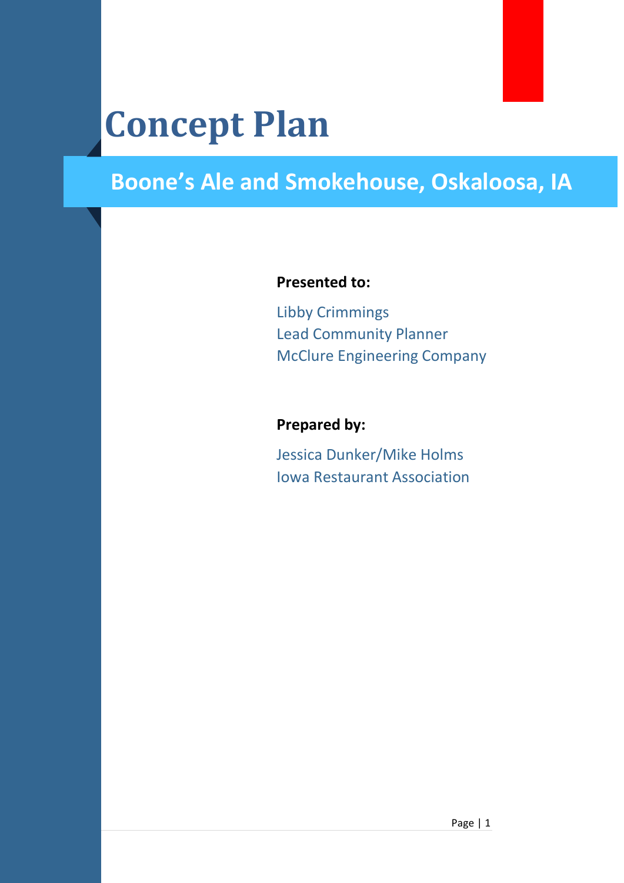# Concept Plan

## Boone's Ale and Smokehouse, Oskaloosa, IA

**Presented to:**

Libby Crimmings
Lead Community Planner
McClure Engineering Company

**Prepared by:**

Jessica Dunker/Mike Holms
Iowa Restaurant Association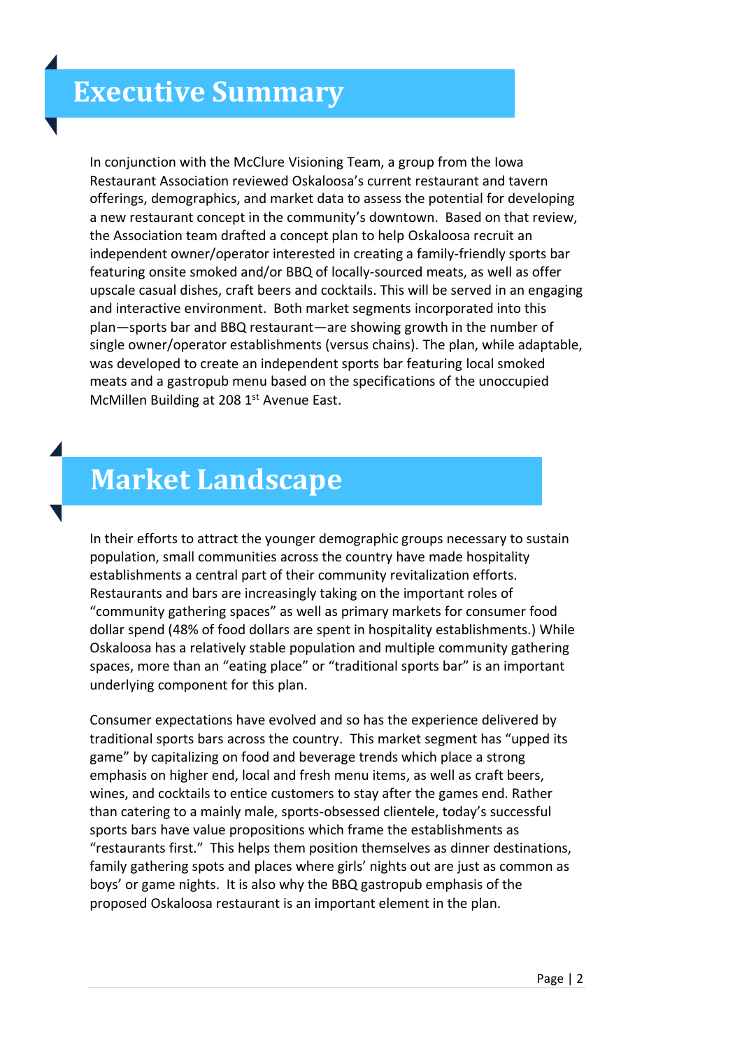# Executive Summary

In conjunction with the McClure Visioning Team, a group from the Iowa Restaurant Association reviewed Oskaloosa's current restaurant and tavern offerings, demographics, and market data to assess the potential for developing a new restaurant concept in the community's downtown. Based on that review, the Association team drafted a concept plan to help Oskaloosa recruit an independent owner/operator interested in creating a family-friendly sports bar featuring onsite smoked and/or BBQ of locally-sourced meats, as well as offer upscale casual dishes, craft beers and cocktails. This will be served in an engaging and interactive environment. Both market segments incorporated into this plan—sports bar and BBQ restaurant—are showing growth in the number of single owner/operator establishments (versus chains). The plan, while adaptable, was developed to create an independent sports bar featuring local smoked meats and a gastropub menu based on the specifications of the unoccupied McMillen Building at 208 1st Avenue East.

# Market Landscape

In their efforts to attract the younger demographic groups necessary to sustain population, small communities across the country have made hospitality establishments a central part of their community revitalization efforts. Restaurants and bars are increasingly taking on the important roles of "community gathering spaces" as well as primary markets for consumer food dollar spend (48% of food dollars are spent in hospitality establishments.) While Oskaloosa has a relatively stable population and multiple community gathering spaces, more than an "eating place" or "traditional sports bar" is an important underlying component for this plan.

Consumer expectations have evolved and so has the experience delivered by traditional sports bars across the country. This market segment has "upped its game" by capitalizing on food and beverage trends which place a strong emphasis on higher end, local and fresh menu items, as well as craft beers, wines, and cocktails to entice customers to stay after the games end. Rather than catering to a mainly male, sports-obsessed clientele, today's successful sports bars have value propositions which frame the establishments as "restaurants first." This helps them position themselves as dinner destinations, family gathering spots and places where girls' nights out are just as common as boys' or game nights. It is also why the BBQ gastropub emphasis of the proposed Oskaloosa restaurant is an important element in the plan.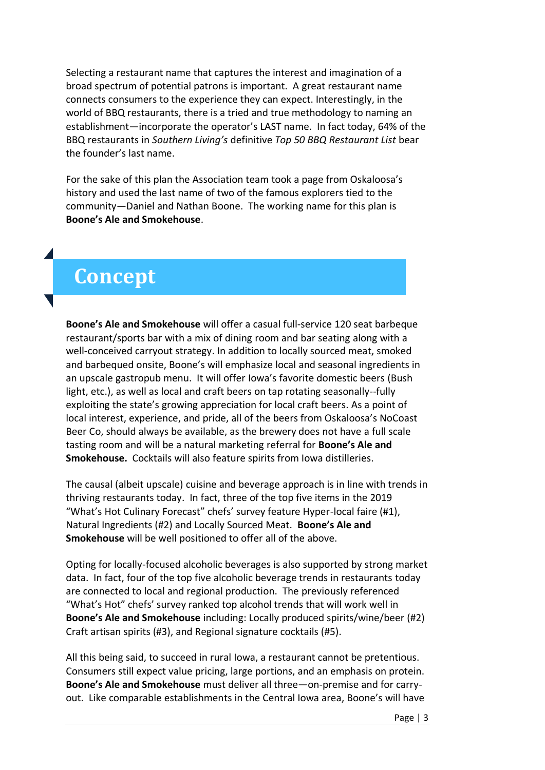Selecting a restaurant name that captures the interest and imagination of a broad spectrum of potential patrons is important. A great restaurant name connects consumers to the experience they can expect. Interestingly, in the world of BBQ restaurants, there is a tried and true methodology to naming an establishment—incorporate the operator's LAST name. In fact today, 64% of the BBQ restaurants in *Southern Living's* definitive *Top 50 BBQ Restaurant List* bear the founder's last name.

For the sake of this plan the Association team took a page from Oskaloosa's history and used the last name of two of the famous explorers tied to the community—Daniel and Nathan Boone. The working name for this plan is **Boone's Ale and Smokehouse**.

# Concept

**Boone's Ale and Smokehouse** will offer a casual full-service 120 seat barbeque restaurant/sports bar with a mix of dining room and bar seating along with a well-conceived carryout strategy. In addition to locally sourced meat, smoked and barbequed onsite, Boone's will emphasize local and seasonal ingredients in an upscale gastropub menu. It will offer Iowa's favorite domestic beers (Bush light, etc.), as well as local and craft beers on tap rotating seasonally--fully exploiting the state's growing appreciation for local craft beers. As a point of local interest, experience, and pride, all of the beers from Oskaloosa's NoCoast Beer Co, should always be available, as the brewery does not have a full scale tasting room and will be a natural marketing referral for **Boone's Ale and Smokehouse.** Cocktails will also feature spirits from Iowa distilleries.

The causal (albeit upscale) cuisine and beverage approach is in line with trends in thriving restaurants today. In fact, three of the top five items in the 2019 "What's Hot Culinary Forecast" chefs' survey feature Hyper-local faire (#1), Natural Ingredients (#2) and Locally Sourced Meat. **Boone's Ale and Smokehouse** will be well positioned to offer all of the above.

Opting for locally-focused alcoholic beverages is also supported by strong market data. In fact, four of the top five alcoholic beverage trends in restaurants today are connected to local and regional production. The previously referenced "What's Hot" chefs' survey ranked top alcohol trends that will work well in **Boone's Ale and Smokehouse** including: Locally produced spirits/wine/beer (#2) Craft artisan spirits (#3), and Regional signature cocktails (#5).

All this being said, to succeed in rural Iowa, a restaurant cannot be pretentious. Consumers still expect value pricing, large portions, and an emphasis on protein. **Boone's Ale and Smokehouse** must deliver all three—on-premise and for carry-out. Like comparable establishments in the Central Iowa area, Boone's will have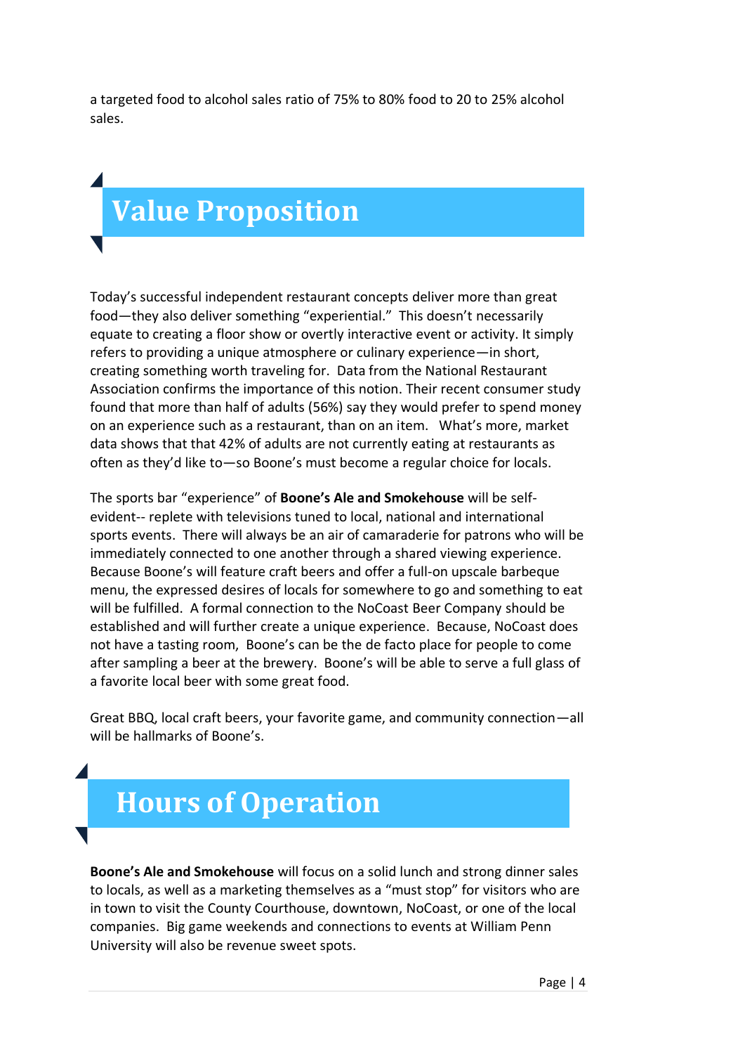a targeted food to alcohol sales ratio of 75% to 80% food to 20 to 25% alcohol sales.

# Value Proposition

Today's successful independent restaurant concepts deliver more than great food—they also deliver something "experiential." This doesn't necessarily equate to creating a floor show or overtly interactive event or activity. It simply refers to providing a unique atmosphere or culinary experience—in short, creating something worth traveling for. Data from the National Restaurant Association confirms the importance of this notion. Their recent consumer study found that more than half of adults (56%) say they would prefer to spend money on an experience such as a restaurant, than on an item. What's more, market data shows that that 42% of adults are not currently eating at restaurants as often as they'd like to—so Boone's must become a regular choice for locals.

The sports bar "experience" of **Boone's Ale and Smokehouse** will be self-evident-- replete with televisions tuned to local, national and international sports events. There will always be an air of camaraderie for patrons who will be immediately connected to one another through a shared viewing experience. Because Boone's will feature craft beers and offer a full-on upscale barbeque menu, the expressed desires of locals for somewhere to go and something to eat will be fulfilled. A formal connection to the NoCoast Beer Company should be established and will further create a unique experience. Because, NoCoast does not have a tasting room, Boone's can be the de facto place for people to come after sampling a beer at the brewery. Boone's will be able to serve a full glass of a favorite local beer with some great food.

Great BBQ, local craft beers, your favorite game, and community connection—all will be hallmarks of Boone's.

# Hours of Operation

**Boone's Ale and Smokehouse** will focus on a solid lunch and strong dinner sales to locals, as well as a marketing themselves as a "must stop" for visitors who are in town to visit the County Courthouse, downtown, NoCoast, or one of the local companies. Big game weekends and connections to events at William Penn University will also be revenue sweet spots.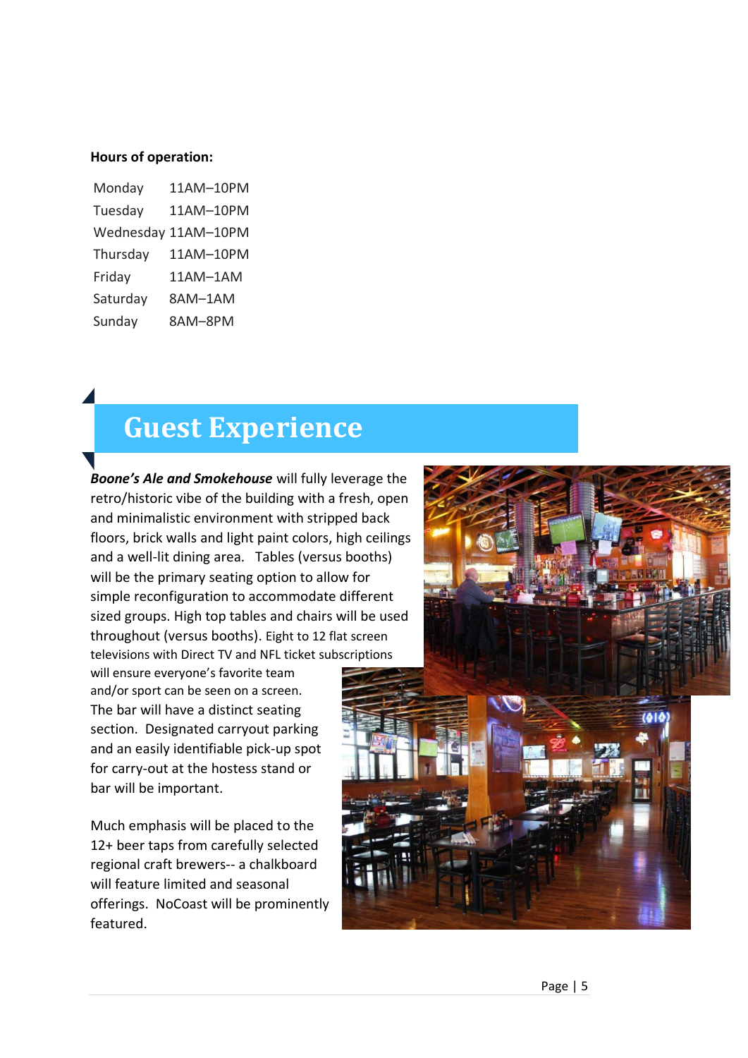**Hours of operation:**

| Monday | 11AM–10PM |
|---|---|
| Tuesday | 11AM–10PM |
| Wednesday | 11AM–10PM |
| Thursday | 11AM–10PM |
| Friday | 11AM–1AM |
| Saturday | 8AM–1AM |
| Sunday | 8AM–8PM |

# Guest Experience

***Boone's Ale and Smokehouse*** will fully leverage the retro/historic vibe of the building with a fresh, open and minimalistic environment with stripped back floors, brick walls and light paint colors, high ceilings and a well-lit dining area. Tables (versus booths) will be the primary seating option to allow for simple reconfiguration to accommodate different sized groups. High top tables and chairs will be used throughout (versus booths). Eight to 12 flat screen televisions with Direct TV and NFL ticket subscriptions will ensure everyone's favorite team and/or sport can be seen on a screen. The bar will have a distinct seating section. Designated carryout parking and an easily identifiable pick-up spot for carry-out at the hostess stand or bar will be important.

Much emphasis will be placed to the 12+ beer taps from carefully selected regional craft brewers-- a chalkboard will feature limited and seasonal offerings. NoCoast will be prominently featured.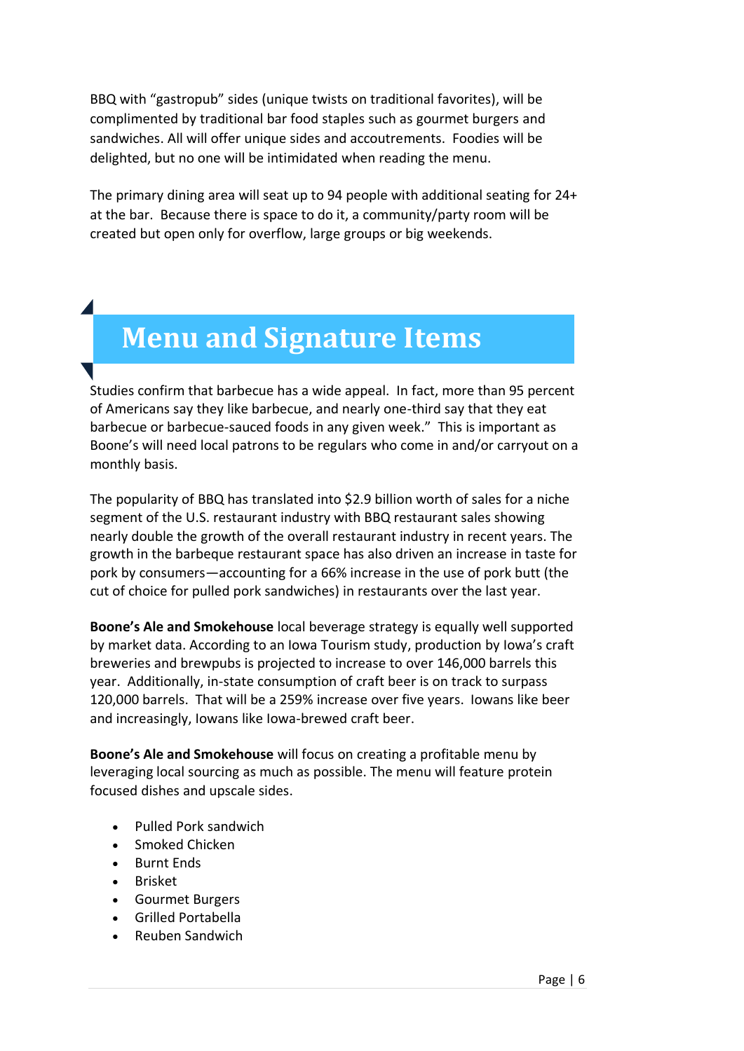BBQ with "gastropub" sides (unique twists on traditional favorites), will be complimented by traditional bar food staples such as gourmet burgers and sandwiches. All will offer unique sides and accoutrements. Foodies will be delighted, but no one will be intimidated when reading the menu.

The primary dining area will seat up to 94 people with additional seating for 24+ at the bar. Because there is space to do it, a community/party room will be created but open only for overflow, large groups or big weekends.

# Menu and Signature Items

Studies confirm that barbecue has a wide appeal. In fact, more than 95 percent of Americans say they like barbecue, and nearly one-third say that they eat barbecue or barbecue-sauced foods in any given week." This is important as Boone's will need local patrons to be regulars who come in and/or carryout on a monthly basis.

The popularity of BBQ has translated into $2.9 billion worth of sales for a niche segment of the U.S. restaurant industry with BBQ restaurant sales showing nearly double the growth of the overall restaurant industry in recent years. The growth in the barbeque restaurant space has also driven an increase in taste for pork by consumers—accounting for a 66% increase in the use of pork butt (the cut of choice for pulled pork sandwiches) in restaurants over the last year.

**Boone's Ale and Smokehouse** local beverage strategy is equally well supported by market data. According to an Iowa Tourism study, production by Iowa's craft breweries and brewpubs is projected to increase to over 146,000 barrels this year. Additionally, in-state consumption of craft beer is on track to surpass 120,000 barrels. That will be a 259% increase over five years. Iowans like beer and increasingly, Iowans like Iowa-brewed craft beer.

**Boone's Ale and Smokehouse** will focus on creating a profitable menu by leveraging local sourcing as much as possible. The menu will feature protein focused dishes and upscale sides.

- Pulled Pork sandwich
- Smoked Chicken
- Burnt Ends
- Brisket
- Gourmet Burgers
- Grilled Portabella
- Reuben Sandwich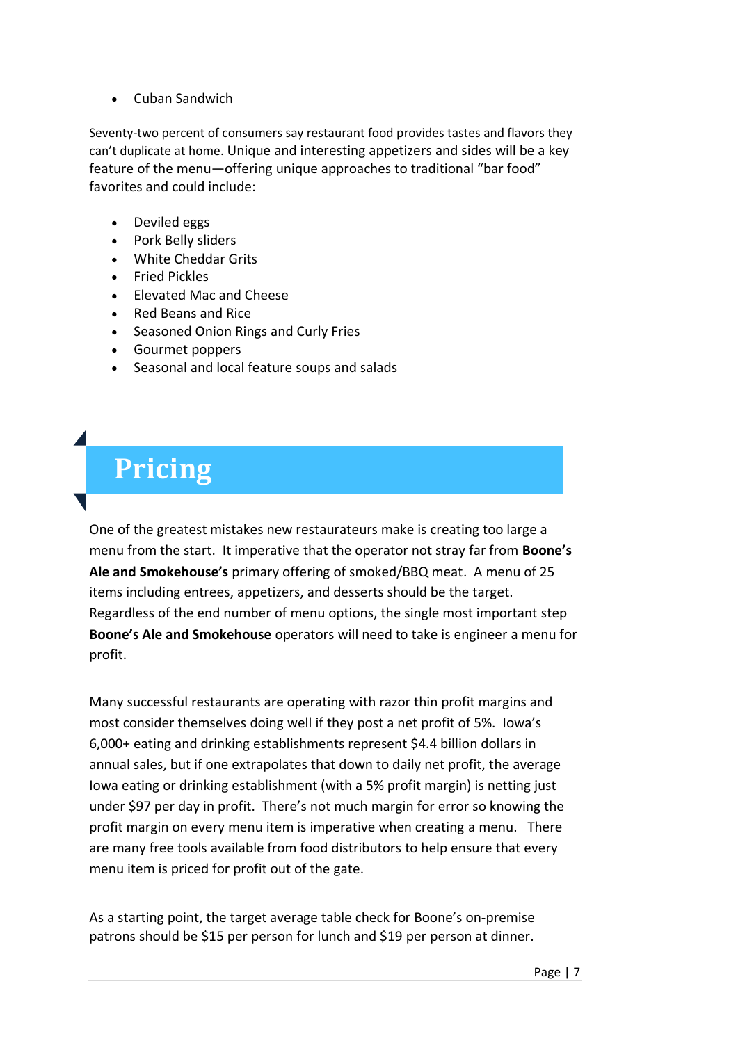- Cuban Sandwich

Seventy-two percent of consumers say restaurant food provides tastes and flavors they can't duplicate at home. Unique and interesting appetizers and sides will be a key feature of the menu—offering unique approaches to traditional "bar food" favorites and could include:

- Deviled eggs
- Pork Belly sliders
- White Cheddar Grits
- Fried Pickles
- Elevated Mac and Cheese
- Red Beans and Rice
- Seasoned Onion Rings and Curly Fries
- Gourmet poppers
- Seasonal and local feature soups and salads

# Pricing

One of the greatest mistakes new restaurateurs make is creating too large a menu from the start. It imperative that the operator not stray far from **Boone's Ale and Smokehouse's** primary offering of smoked/BBQ meat. A menu of 25 items including entrees, appetizers, and desserts should be the target. Regardless of the end number of menu options, the single most important step **Boone's Ale and Smokehouse** operators will need to take is engineer a menu for profit.

Many successful restaurants are operating with razor thin profit margins and most consider themselves doing well if they post a net profit of 5%. Iowa's 6,000+ eating and drinking establishments represent $4.4 billion dollars in annual sales, but if one extrapolates that down to daily net profit, the average Iowa eating or drinking establishment (with a 5% profit margin) is netting just under $97 per day in profit. There's not much margin for error so knowing the profit margin on every menu item is imperative when creating a menu. There are many free tools available from food distributors to help ensure that every menu item is priced for profit out of the gate.

As a starting point, the target average table check for Boone's on-premise patrons should be $15 per person for lunch and $19 per person at dinner.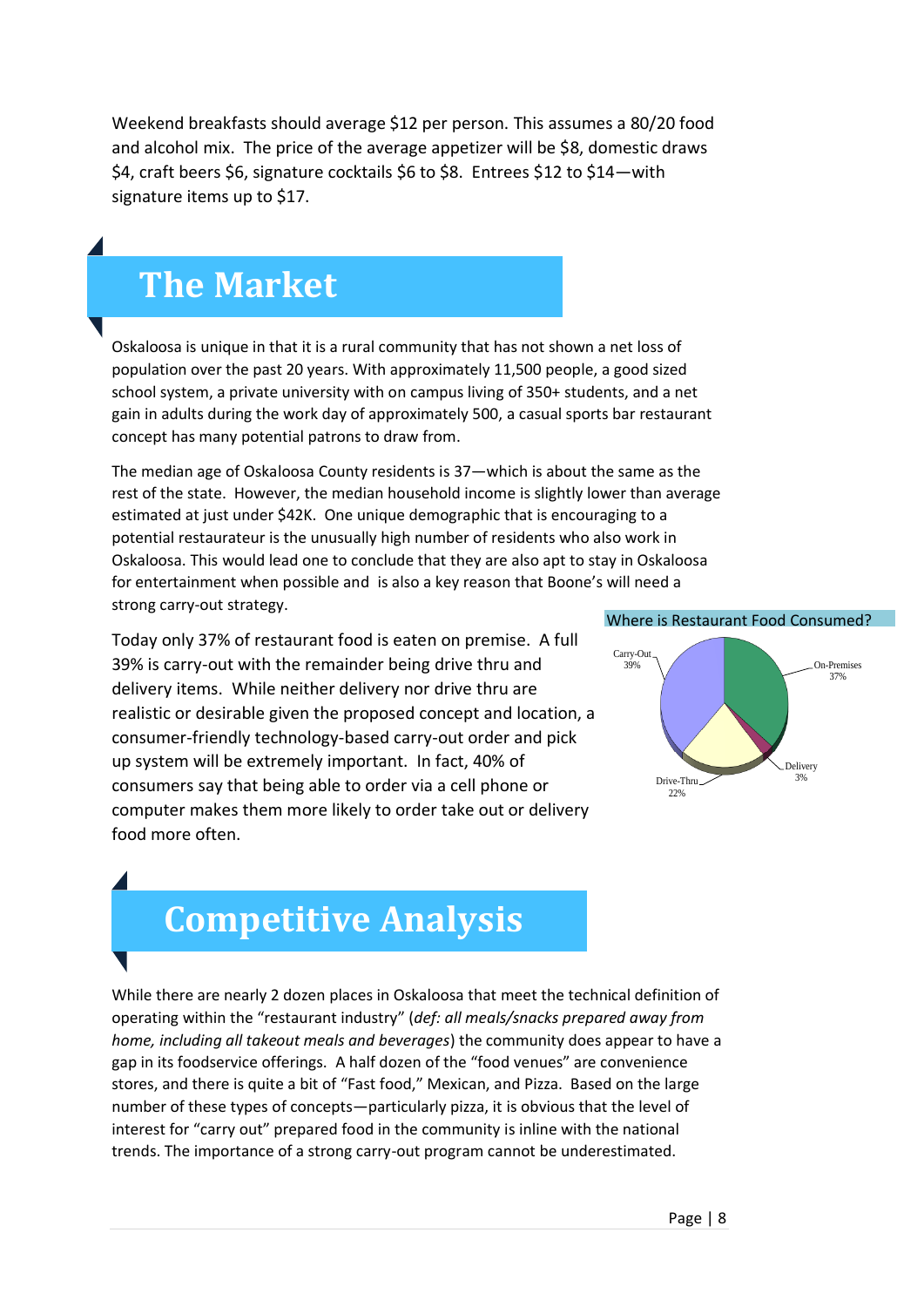Weekend breakfasts should average $12 per person. This assumes a 80/20 food and alcohol mix. The price of the average appetizer will be $8, domestic draws $4, craft beers $6, signature cocktails $6 to $8. Entrees $12 to $14—with signature items up to $17.

# The Market

Oskaloosa is unique in that it is a rural community that has not shown a net loss of population over the past 20 years. With approximately 11,500 people, a good sized school system, a private university with on campus living of 350+ students, and a net gain in adults during the work day of approximately 500, a casual sports bar restaurant concept has many potential patrons to draw from.

The median age of Oskaloosa County residents is 37—which is about the same as the rest of the state. However, the median household income is slightly lower than average estimated at just under $42K. One unique demographic that is encouraging to a potential restaurateur is the unusually high number of residents who also work in Oskaloosa. This would lead one to conclude that they are also apt to stay in Oskaloosa for entertainment when possible and is also a key reason that Boone's will need a strong carry-out strategy.

Today only 37% of restaurant food is eaten on premise. A full 39% is carry-out with the remainder being drive thru and delivery items. While neither delivery nor drive thru are realistic or desirable given the proposed concept and location, a consumer-friendly technology-based carry-out order and pick up system will be extremely important. In fact, 40% of consumers say that being able to order via a cell phone or computer makes them more likely to order take out or delivery food more often.

Where is Restaurant Food Consumed?

| Location | Share |
|---|---|
| Carry-Out | 39% |
| On-Premises | 37% |
| Delivery | 3% |
| Drive-Thru | 22% |

# Competitive Analysis

While there are nearly 2 dozen places in Oskaloosa that meet the technical definition of operating within the "restaurant industry" (*def: all meals/snacks prepared away from home, including all takeout meals and beverages*) the community does appear to have a gap in its foodservice offerings. A half dozen of the "food venues" are convenience stores, and there is quite a bit of "Fast food," Mexican, and Pizza. Based on the large number of these types of concepts—particularly pizza, it is obvious that the level of interest for "carry out" prepared food in the community is inline with the national trends. The importance of a strong carry-out program cannot be underestimated.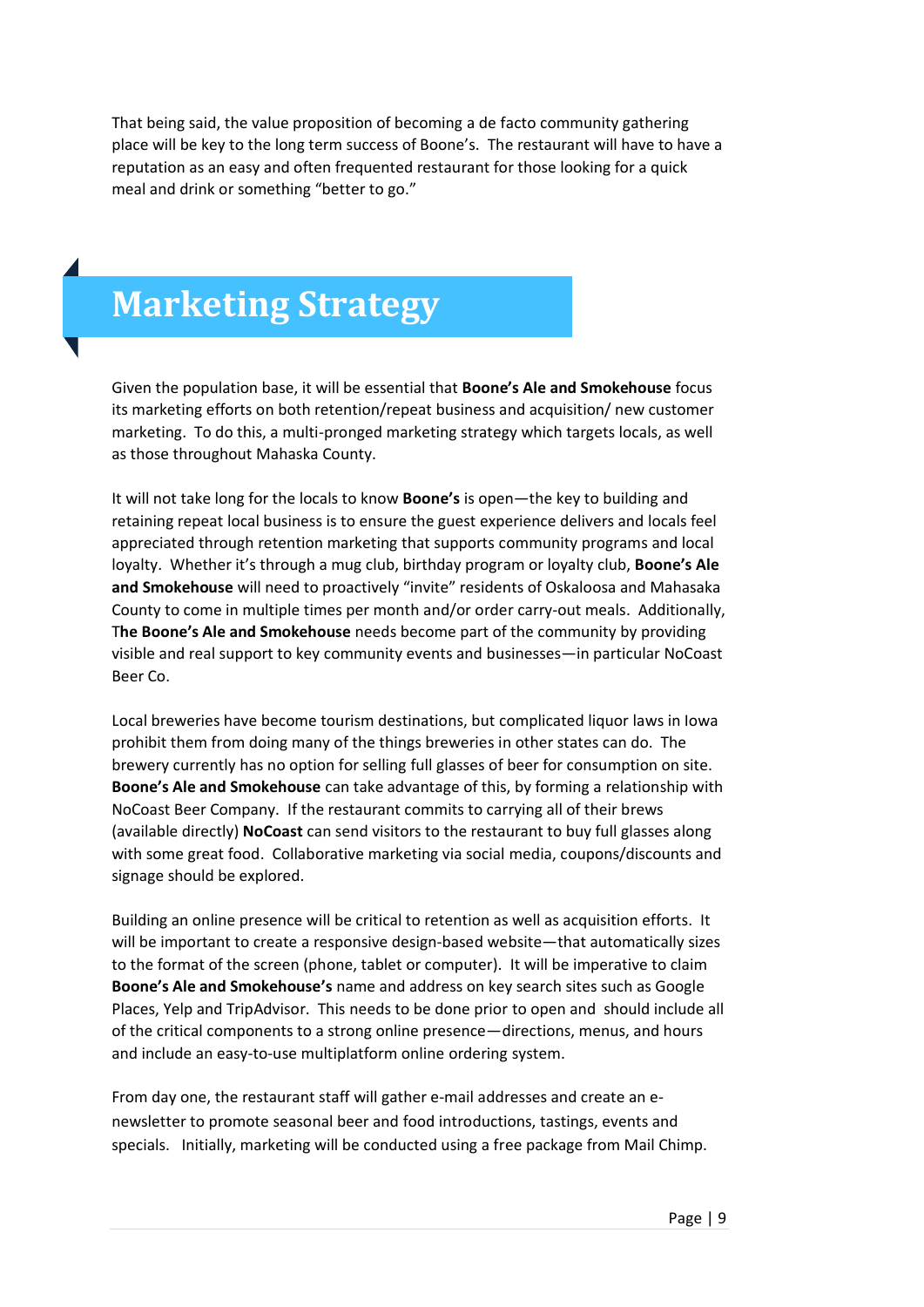That being said, the value proposition of becoming a de facto community gathering place will be key to the long term success of Boone's. The restaurant will have to have a reputation as an easy and often frequented restaurant for those looking for a quick meal and drink or something "better to go."

# Marketing Strategy

Given the population base, it will be essential that **Boone's Ale and Smokehouse** focus its marketing efforts on both retention/repeat business and acquisition/ new customer marketing. To do this, a multi-pronged marketing strategy which targets locals, as well as those throughout Mahaska County.

It will not take long for the locals to know **Boone's** is open—the key to building and retaining repeat local business is to ensure the guest experience delivers and locals feel appreciated through retention marketing that supports community programs and local loyalty. Whether it's through a mug club, birthday program or loyalty club, **Boone's Ale and Smokehouse** will need to proactively "invite" residents of Oskaloosa and Mahasaka County to come in multiple times per month and/or order carry-out meals. Additionally, T**he Boone's Ale and Smokehouse** needs become part of the community by providing visible and real support to key community events and businesses—in particular NoCoast Beer Co.

Local breweries have become tourism destinations, but complicated liquor laws in Iowa prohibit them from doing many of the things breweries in other states can do. The brewery currently has no option for selling full glasses of beer for consumption on site. **Boone's Ale and Smokehouse** can take advantage of this, by forming a relationship with NoCoast Beer Company. If the restaurant commits to carrying all of their brews (available directly) **NoCoast** can send visitors to the restaurant to buy full glasses along with some great food. Collaborative marketing via social media, coupons/discounts and signage should be explored.

Building an online presence will be critical to retention as well as acquisition efforts. It will be important to create a responsive design-based website—that automatically sizes to the format of the screen (phone, tablet or computer). It will be imperative to claim **Boone's Ale and Smokehouse's** name and address on key search sites such as Google Places, Yelp and TripAdvisor. This needs to be done prior to open and should include all of the critical components to a strong online presence—directions, menus, and hours and include an easy-to-use multiplatform online ordering system.

From day one, the restaurant staff will gather e-mail addresses and create an e-newsletter to promote seasonal beer and food introductions, tastings, events and specials. Initially, marketing will be conducted using a free package from Mail Chimp.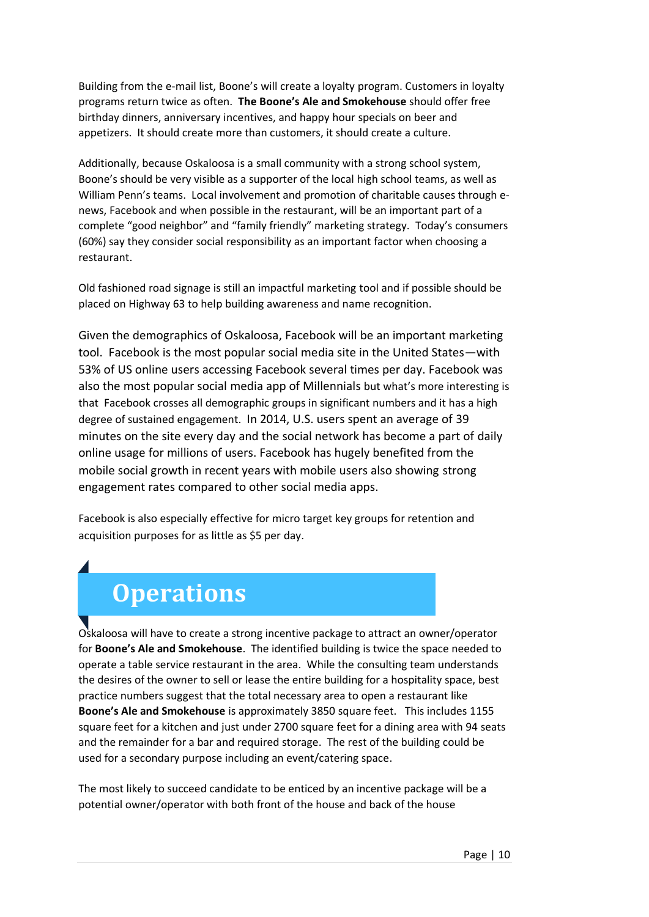Building from the e-mail list, Boone's will create a loyalty program. Customers in loyalty programs return twice as often. **The Boone's Ale and Smokehouse** should offer free birthday dinners, anniversary incentives, and happy hour specials on beer and appetizers. It should create more than customers, it should create a culture.

Additionally, because Oskaloosa is a small community with a strong school system, Boone's should be very visible as a supporter of the local high school teams, as well as William Penn's teams. Local involvement and promotion of charitable causes through e-news, Facebook and when possible in the restaurant, will be an important part of a complete "good neighbor" and "family friendly" marketing strategy. Today's consumers (60%) say they consider social responsibility as an important factor when choosing a restaurant.

Old fashioned road signage is still an impactful marketing tool and if possible should be placed on Highway 63 to help building awareness and name recognition.

Given the demographics of Oskaloosa, Facebook will be an important marketing tool. Facebook is the most popular social media site in the United States—with 53% of US online users accessing Facebook several times per day. Facebook was also the most popular social media app of Millennials but what's more interesting is that Facebook crosses all demographic groups in significant numbers and it has a high degree of sustained engagement. In 2014, U.S. users spent an average of 39 minutes on the site every day and the social network has become a part of daily online usage for millions of users. Facebook has hugely benefited from the mobile social growth in recent years with mobile users also showing strong engagement rates compared to other social media apps.

Facebook is also especially effective for micro target key groups for retention and acquisition purposes for as little as $5 per day.

# Operations

Oskaloosa will have to create a strong incentive package to attract an owner/operator for **Boone's Ale and Smokehouse**. The identified building is twice the space needed to operate a table service restaurant in the area. While the consulting team understands the desires of the owner to sell or lease the entire building for a hospitality space, best practice numbers suggest that the total necessary area to open a restaurant like **Boone's Ale and Smokehouse** is approximately 3850 square feet. This includes 1155 square feet for a kitchen and just under 2700 square feet for a dining area with 94 seats and the remainder for a bar and required storage. The rest of the building could be used for a secondary purpose including an event/catering space.

The most likely to succeed candidate to be enticed by an incentive package will be a potential owner/operator with both front of the house and back of the house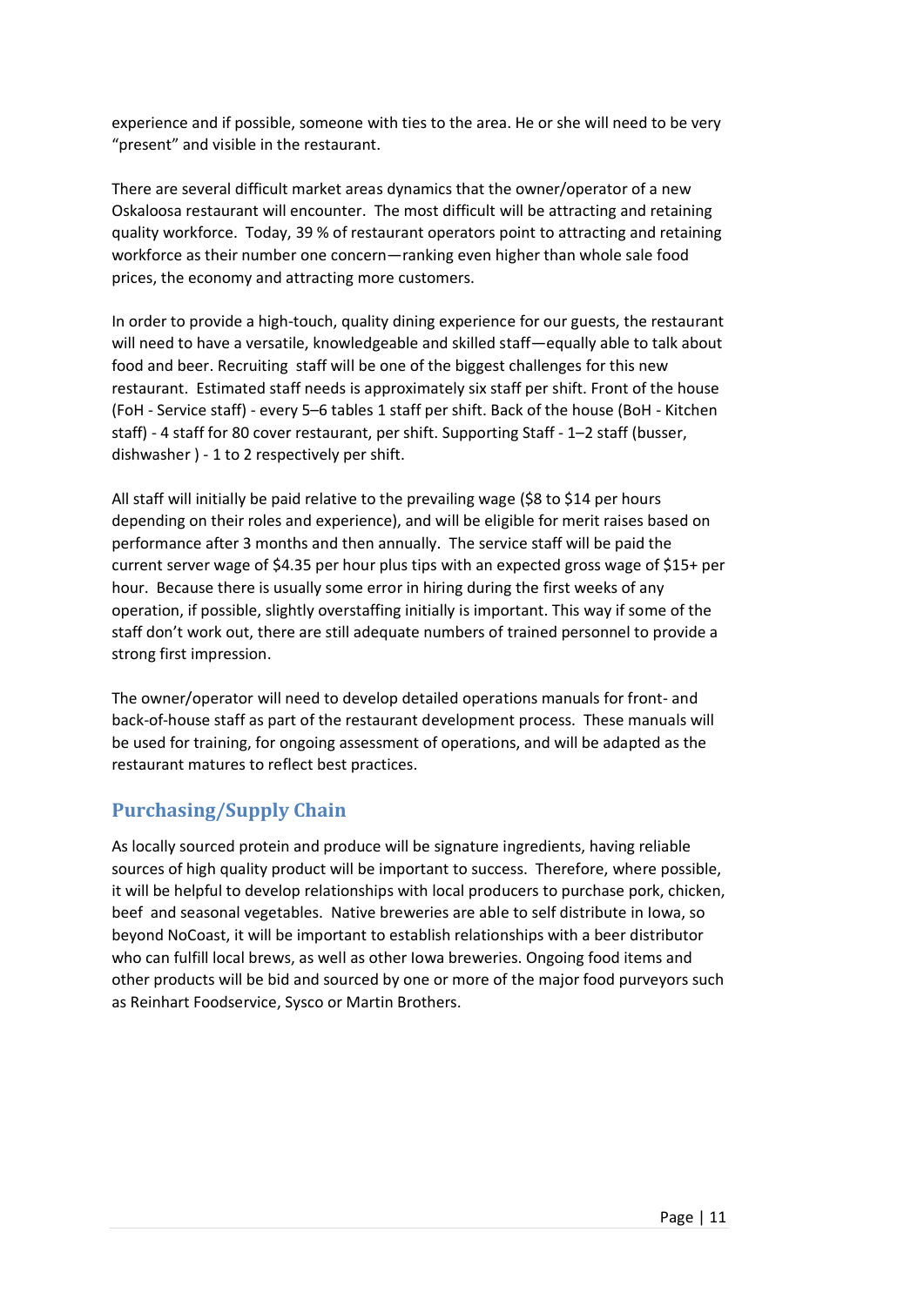experience and if possible, someone with ties to the area. He or she will need to be very "present" and visible in the restaurant.

There are several difficult market areas dynamics that the owner/operator of a new Oskaloosa restaurant will encounter. The most difficult will be attracting and retaining quality workforce. Today, 39 % of restaurant operators point to attracting and retaining workforce as their number one concern—ranking even higher than whole sale food prices, the economy and attracting more customers.

In order to provide a high-touch, quality dining experience for our guests, the restaurant will need to have a versatile, knowledgeable and skilled staff—equally able to talk about food and beer. Recruiting staff will be one of the biggest challenges for this new restaurant. Estimated staff needs is approximately six staff per shift. Front of the house (FoH - Service staff) - every 5–6 tables 1 staff per shift. Back of the house (BoH - Kitchen staff) - 4 staff for 80 cover restaurant, per shift. Supporting Staff - 1–2 staff (busser, dishwasher ) - 1 to 2 respectively per shift.

All staff will initially be paid relative to the prevailing wage ($8 to $14 per hours depending on their roles and experience), and will be eligible for merit raises based on performance after 3 months and then annually. The service staff will be paid the current server wage of $4.35 per hour plus tips with an expected gross wage of $15+ per hour. Because there is usually some error in hiring during the first weeks of any operation, if possible, slightly overstaffing initially is important. This way if some of the staff don't work out, there are still adequate numbers of trained personnel to provide a strong first impression.

The owner/operator will need to develop detailed operations manuals for front- and back-of-house staff as part of the restaurant development process. These manuals will be used for training, for ongoing assessment of operations, and will be adapted as the restaurant matures to reflect best practices.

## Purchasing/Supply Chain

As locally sourced protein and produce will be signature ingredients, having reliable sources of high quality product will be important to success. Therefore, where possible, it will be helpful to develop relationships with local producers to purchase pork, chicken, beef and seasonal vegetables. Native breweries are able to self distribute in Iowa, so beyond NoCoast, it will be important to establish relationships with a beer distributor who can fulfill local brews, as well as other Iowa breweries. Ongoing food items and other products will be bid and sourced by one or more of the major food purveyors such as Reinhart Foodservice, Sysco or Martin Brothers.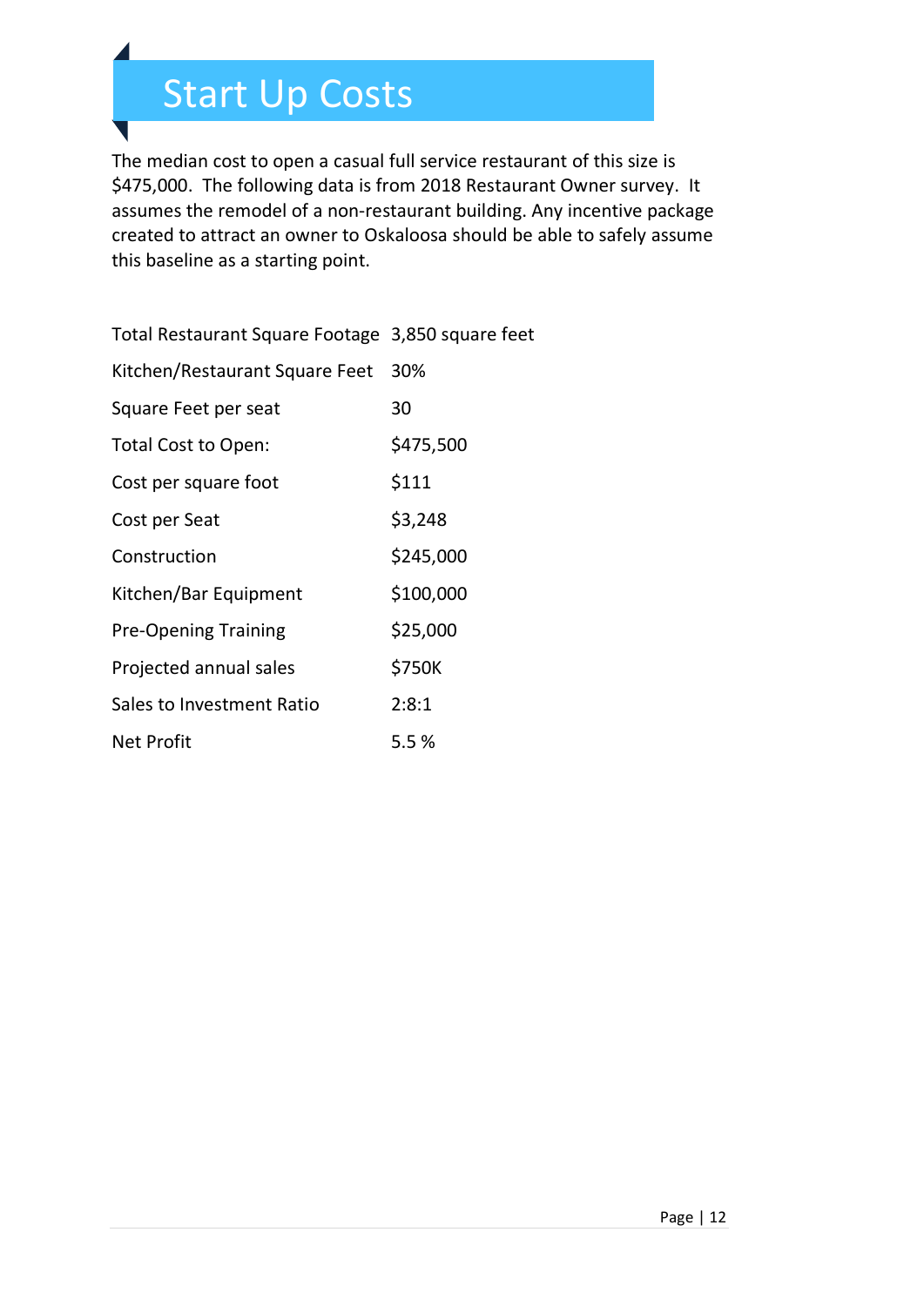# Start Up Costs

The median cost to open a casual full service restaurant of this size is $475,000. The following data is from 2018 Restaurant Owner survey. It assumes the remodel of a non-restaurant building. Any incentive package created to attract an owner to Oskaloosa should be able to safely assume this baseline as a starting point.

| | |
|---|---|
| Total Restaurant Square Footage | 3,850 square feet |
| Kitchen/Restaurant Square Feet | 30% |
| Square Feet per seat | 30 |
| Total Cost to Open: | $475,500 |
| Cost per square foot | $111 |
| Cost per Seat | $3,248 |
| Construction | $245,000 |
| Kitchen/Bar Equipment | $100,000 |
| Pre-Opening Training | $25,000 |
| Projected annual sales | $750K |
| Sales to Investment Ratio | 2:8:1 |
| Net Profit | 5.5 % |